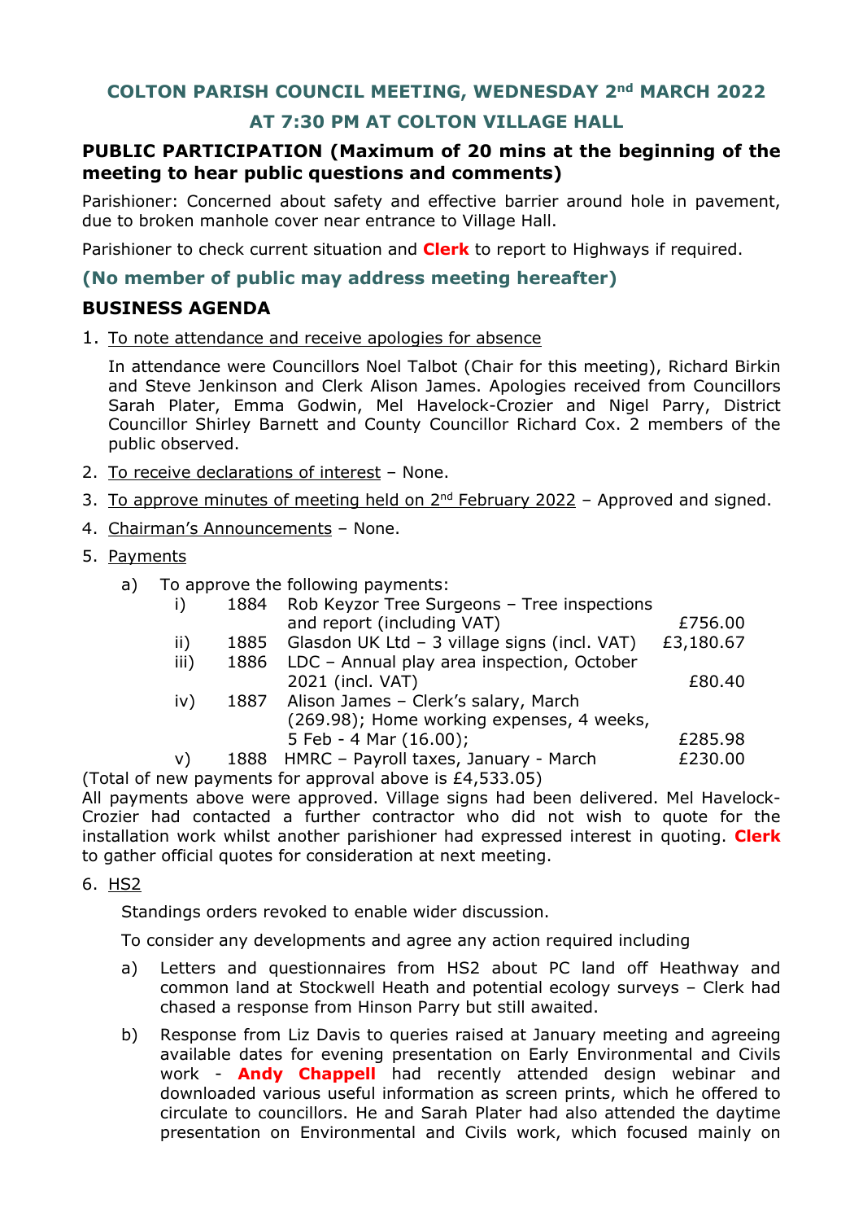# COLTON PARISH COUNCIL MEETING, WEDNESDAY 2nd MARCH 2022

## AT 7:30 PM AT COLTON VILLAGE HALL

### PUBLIC PARTICIPATION (Maximum of 20 mins at the beginning of the meeting to hear public questions and comments)

Parishioner: Concerned about safety and effective barrier around hole in pavement, due to broken manhole cover near entrance to Village Hall.

Parishioner to check current situation and **Clerk** to report to Highways if required.

### (No member of public may address meeting hereafter)

### BUSINESS AGENDA

1. To note attendance and receive apologies for absence

   In attendance were Councillors Noel Talbot (Chair for this meeting), Richard Birkin and Steve Jenkinson and Clerk Alison James. Apologies received from Councillors Sarah Plater, Emma Godwin, Mel Havelock-Crozier and Nigel Parry, District Councillor Shirley Barnett and County Councillor Richard Cox. 2 members of the public observed.

2. To receive declarations of interest – None.
3. To approve minutes of meeting held on 2nd February 2022 – Approved and signed.
4. Chairman's Announcements – None.
5. Payments

   a) To approve the following payments:

| | | | |
|---|---|---|---|
| i) | 1884 | Rob Keyzor Tree Surgeons – Tree inspections and report (including VAT) | £756.00 |
| ii) | 1885 | Glasdon UK Ltd – 3 village signs (incl. VAT) | £3,180.67 |
| iii) | 1886 | LDC – Annual play area inspection, October 2021 (incl. VAT) | £80.40 |
| iv) | 1887 | Alison James – Clerk's salary, March (269.98); Home working expenses, 4 weeks, 5 Feb - 4 Mar (16.00); | £285.98 |
| v) | 1888 | HMRC – Payroll taxes, January - March | £230.00 |

(Total of new payments for approval above is £4,533.05)

All payments above were approved. Village signs had been delivered. Mel Havelock-Crozier had contacted a further contractor who did not wish to quote for the installation work whilst another parishioner had expressed interest in quoting. **Clerk** to gather official quotes for consideration at next meeting.

6. HS2

   Standings orders revoked to enable wider discussion.

   To consider any developments and agree any action required including

   a) Letters and questionnaires from HS2 about PC land off Heathway and common land at Stockwell Heath and potential ecology surveys – Clerk had chased a response from Hinson Parry but still awaited.

   b) Response from Liz Davis to queries raised at January meeting and agreeing available dates for evening presentation on Early Environmental and Civils work - **Andy Chappell** had recently attended design webinar and downloaded various useful information as screen prints, which he offered to circulate to councillors. He and Sarah Plater had also attended the daytime presentation on Environmental and Civils work, which focused mainly on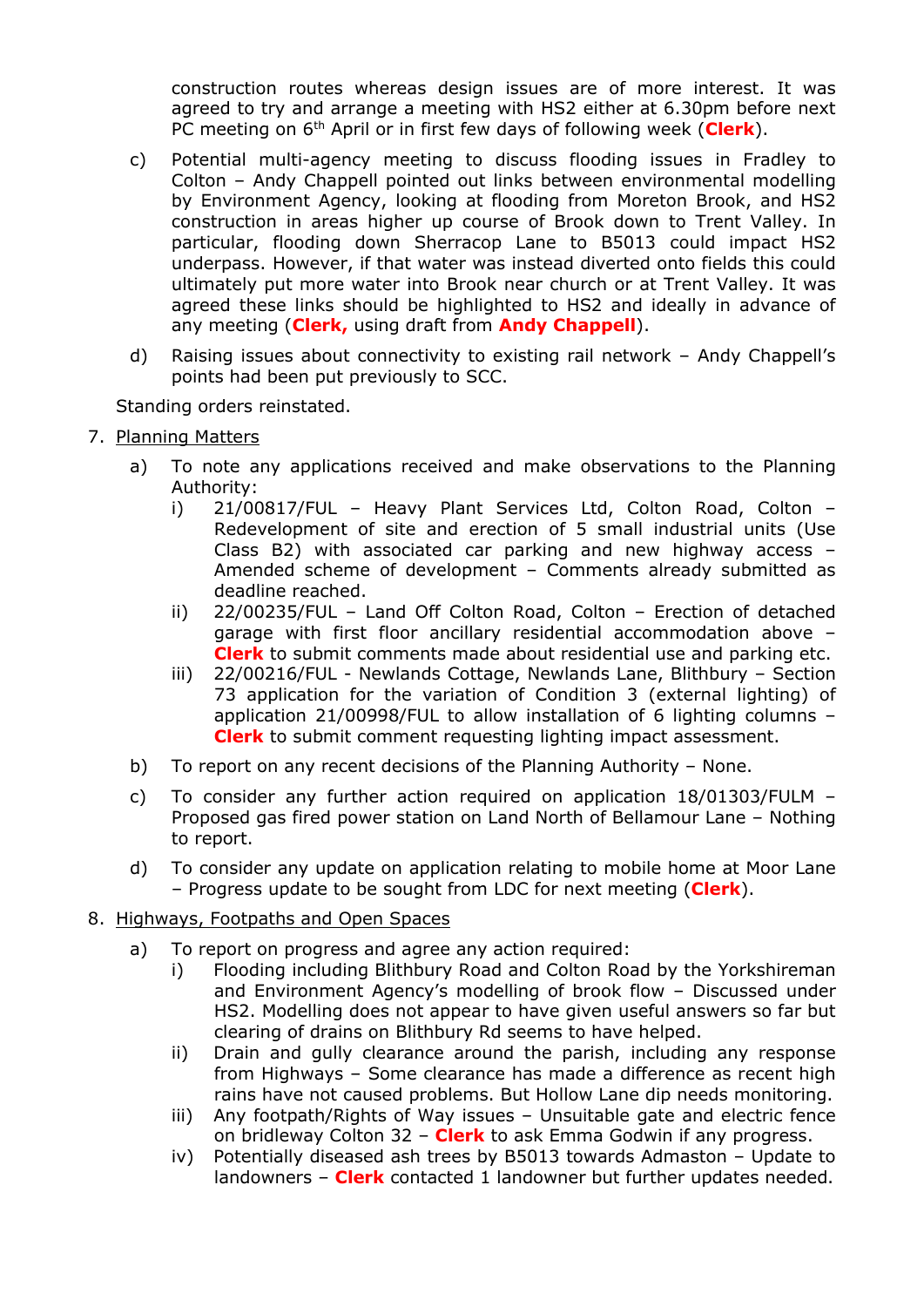construction routes whereas design issues are of more interest. It was agreed to try and arrange a meeting with HS2 either at 6.30pm before next PC meeting on 6th April or in first few days of following week (**Clerk**).

c) Potential multi-agency meeting to discuss flooding issues in Fradley to Colton – Andy Chappell pointed out links between environmental modelling by Environment Agency, looking at flooding from Moreton Brook, and HS2 construction in areas higher up course of Brook down to Trent Valley. In particular, flooding down Sherracop Lane to B5013 could impact HS2 underpass. However, if that water was instead diverted onto fields this could ultimately put more water into Brook near church or at Trent Valley. It was agreed these links should be highlighted to HS2 and ideally in advance of any meeting (**Clerk,** using draft from **Andy Chappell**).

d) Raising issues about connectivity to existing rail network – Andy Chappell's points had been put previously to SCC.

Standing orders reinstated.

7. Planning Matters

   a) To note any applications received and make observations to the Planning Authority:
      i) 21/00817/FUL – Heavy Plant Services Ltd, Colton Road, Colton – Redevelopment of site and erection of 5 small industrial units (Use Class B2) with associated car parking and new highway access – Amended scheme of development – Comments already submitted as deadline reached.
      ii) 22/00235/FUL – Land Off Colton Road, Colton – Erection of detached garage with first floor ancillary residential accommodation above – **Clerk** to submit comments made about residential use and parking etc.
      iii) 22/00216/FUL - Newlands Cottage, Newlands Lane, Blithbury – Section 73 application for the variation of Condition 3 (external lighting) of application 21/00998/FUL to allow installation of 6 lighting columns – **Clerk** to submit comment requesting lighting impact assessment.

   b) To report on any recent decisions of the Planning Authority – None.

   c) To consider any further action required on application 18/01303/FULM – Proposed gas fired power station on Land North of Bellamour Lane – Nothing to report.

   d) To consider any update on application relating to mobile home at Moor Lane – Progress update to be sought from LDC for next meeting (**Clerk**).

8. Highways, Footpaths and Open Spaces

   a) To report on progress and agree any action required:
      i) Flooding including Blithbury Road and Colton Road by the Yorkshireman and Environment Agency's modelling of brook flow – Discussed under HS2. Modelling does not appear to have given useful answers so far but clearing of drains on Blithbury Rd seems to have helped.
      ii) Drain and gully clearance around the parish, including any response from Highways – Some clearance has made a difference as recent high rains have not caused problems. But Hollow Lane dip needs monitoring.
      iii) Any footpath/Rights of Way issues – Unsuitable gate and electric fence on bridleway Colton 32 – **Clerk** to ask Emma Godwin if any progress.
      iv) Potentially diseased ash trees by B5013 towards Admaston – Update to landowners – **Clerk** contacted 1 landowner but further updates needed.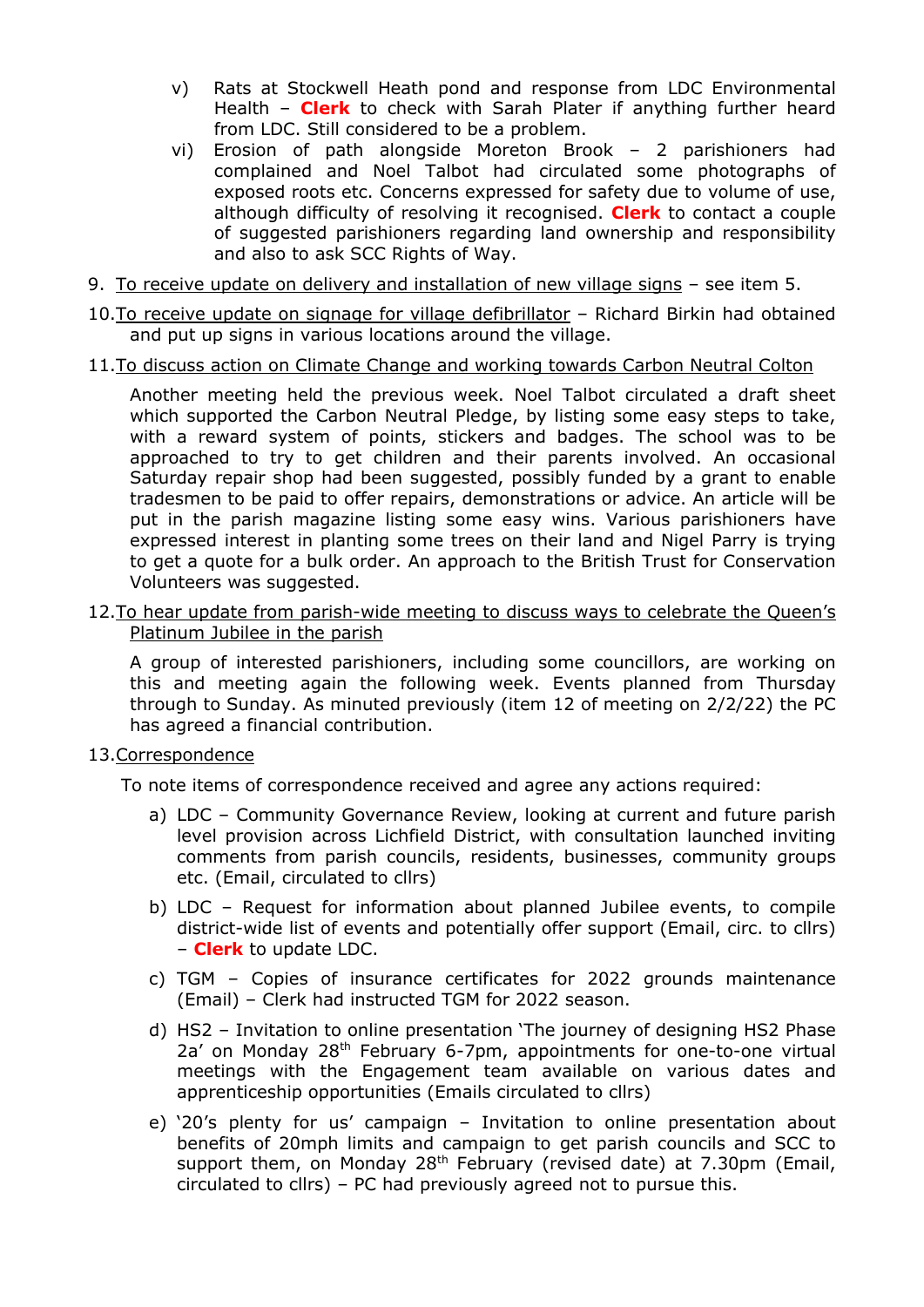v) Rats at Stockwell Heath pond and response from LDC Environmental Health – **Clerk** to check with Sarah Plater if anything further heard from LDC. Still considered to be a problem.

vi) Erosion of path alongside Moreton Brook – 2 parishioners had complained and Noel Talbot had circulated some photographs of exposed roots etc. Concerns expressed for safety due to volume of use, although difficulty of resolving it recognised. **Clerk** to contact a couple of suggested parishioners regarding land ownership and responsibility and also to ask SCC Rights of Way.

9. <u>To receive update on delivery and installation of new village signs</u> – see item 5.

10. <u>To receive update on signage for village defibrillator</u> – Richard Birkin had obtained and put up signs in various locations around the village.

11. <u>To discuss action on Climate Change and working towards Carbon Neutral Colton</u>

Another meeting held the previous week. Noel Talbot circulated a draft sheet which supported the Carbon Neutral Pledge, by listing some easy steps to take, with a reward system of points, stickers and badges. The school was to be approached to try to get children and their parents involved. An occasional Saturday repair shop had been suggested, possibly funded by a grant to enable tradesmen to be paid to offer repairs, demonstrations or advice. An article will be put in the parish magazine listing some easy wins. Various parishioners have expressed interest in planting some trees on their land and Nigel Parry is trying to get a quote for a bulk order. An approach to the British Trust for Conservation Volunteers was suggested.

12. <u>To hear update from parish-wide meeting to discuss ways to celebrate the Queen's Platinum Jubilee in the parish</u>

A group of interested parishioners, including some councillors, are working on this and meeting again the following week. Events planned from Thursday through to Sunday. As minuted previously (item 12 of meeting on 2/2/22) the PC has agreed a financial contribution.

13. <u>Correspondence</u>

To note items of correspondence received and agree any actions required:

a) LDC – Community Governance Review, looking at current and future parish level provision across Lichfield District, with consultation launched inviting comments from parish councils, residents, businesses, community groups etc. (Email, circulated to cllrs)

b) LDC – Request for information about planned Jubilee events, to compile district-wide list of events and potentially offer support (Email, circ. to cllrs) – **Clerk** to update LDC.

c) TGM – Copies of insurance certificates for 2022 grounds maintenance (Email) – Clerk had instructed TGM for 2022 season.

d) HS2 – Invitation to online presentation 'The journey of designing HS2 Phase 2a' on Monday 28th February 6-7pm, appointments for one-to-one virtual meetings with the Engagement team available on various dates and apprenticeship opportunities (Emails circulated to cllrs)

e) '20's plenty for us' campaign – Invitation to online presentation about benefits of 20mph limits and campaign to get parish councils and SCC to support them, on Monday 28th February (revised date) at 7.30pm (Email, circulated to cllrs) – PC had previously agreed not to pursue this.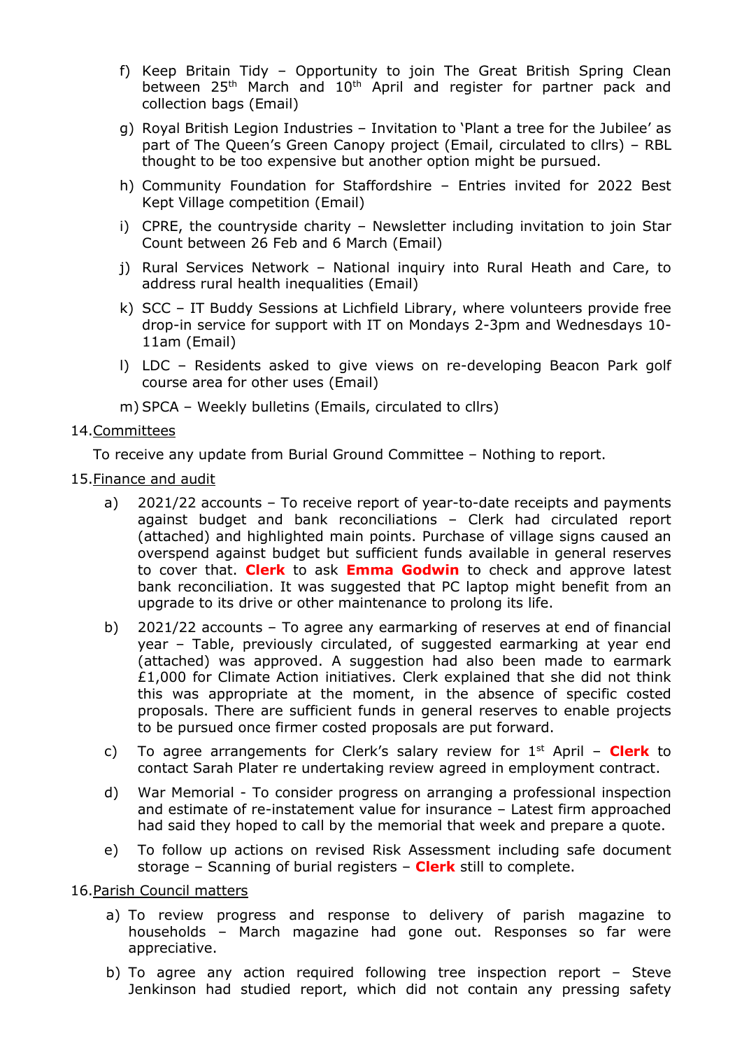f) Keep Britain Tidy – Opportunity to join The Great British Spring Clean between 25th March and 10th April and register for partner pack and collection bags (Email)

g) Royal British Legion Industries – Invitation to 'Plant a tree for the Jubilee' as part of The Queen's Green Canopy project (Email, circulated to cllrs) – RBL thought to be too expensive but another option might be pursued.

h) Community Foundation for Staffordshire – Entries invited for 2022 Best Kept Village competition (Email)

i) CPRE, the countryside charity – Newsletter including invitation to join Star Count between 26 Feb and 6 March (Email)

j) Rural Services Network – National inquiry into Rural Heath and Care, to address rural health inequalities (Email)

k) SCC – IT Buddy Sessions at Lichfield Library, where volunteers provide free drop-in service for support with IT on Mondays 2-3pm and Wednesdays 10-11am (Email)

l) LDC – Residents asked to give views on re-developing Beacon Park golf course area for other uses (Email)

m) SPCA – Weekly bulletins (Emails, circulated to cllrs)

14. Committees

To receive any update from Burial Ground Committee – Nothing to report.

15. Finance and audit

a) 2021/22 accounts – To receive report of year-to-date receipts and payments against budget and bank reconciliations – Clerk had circulated report (attached) and highlighted main points. Purchase of village signs caused an overspend against budget but sufficient funds available in general reserves to cover that. **Clerk** to ask **Emma Godwin** to check and approve latest bank reconciliation. It was suggested that PC laptop might benefit from an upgrade to its drive or other maintenance to prolong its life.

b) 2021/22 accounts – To agree any earmarking of reserves at end of financial year – Table, previously circulated, of suggested earmarking at year end (attached) was approved. A suggestion had also been made to earmark £1,000 for Climate Action initiatives. Clerk explained that she did not think this was appropriate at the moment, in the absence of specific costed proposals. There are sufficient funds in general reserves to enable projects to be pursued once firmer costed proposals are put forward.

c) To agree arrangements for Clerk's salary review for 1st April – **Clerk** to contact Sarah Plater re undertaking review agreed in employment contract.

d) War Memorial - To consider progress on arranging a professional inspection and estimate of re-instatement value for insurance – Latest firm approached had said they hoped to call by the memorial that week and prepare a quote.

e) To follow up actions on revised Risk Assessment including safe document storage – Scanning of burial registers – **Clerk** still to complete.

16. Parish Council matters

a) To review progress and response to delivery of parish magazine to households – March magazine had gone out. Responses so far were appreciative.

b) To agree any action required following tree inspection report – Steve Jenkinson had studied report, which did not contain any pressing safety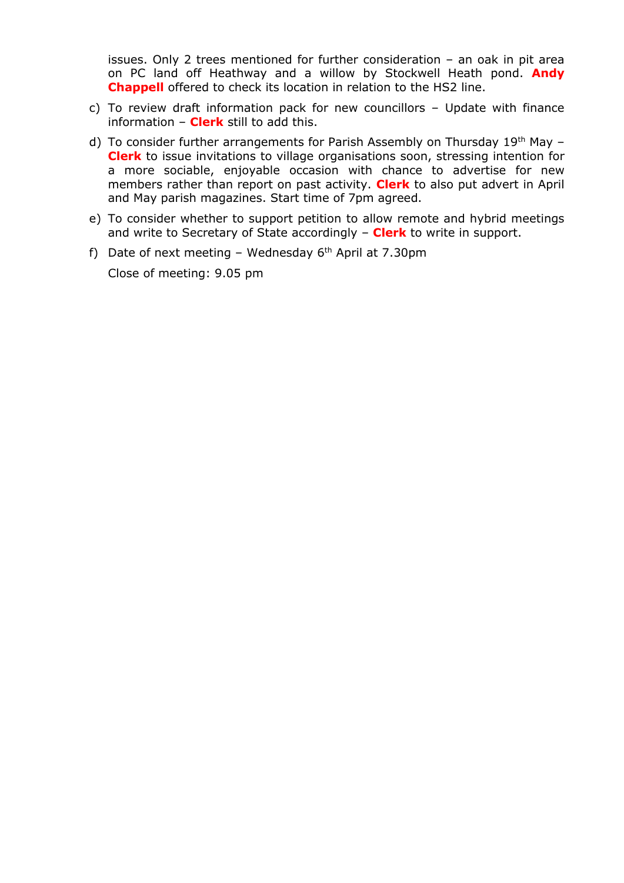issues. Only 2 trees mentioned for further consideration – an oak in pit area on PC land off Heathway and a willow by Stockwell Heath pond. **Andy Chappell** offered to check its location in relation to the HS2 line.

c) To review draft information pack for new councillors – Update with finance information – **Clerk** still to add this.

d) To consider further arrangements for Parish Assembly on Thursday 19th May – **Clerk** to issue invitations to village organisations soon, stressing intention for a more sociable, enjoyable occasion with chance to advertise for new members rather than report on past activity. **Clerk** to also put advert in April and May parish magazines. Start time of 7pm agreed.

e) To consider whether to support petition to allow remote and hybrid meetings and write to Secretary of State accordingly – **Clerk** to write in support.

f) Date of next meeting – Wednesday 6th April at 7.30pm

Close of meeting: 9.05 pm